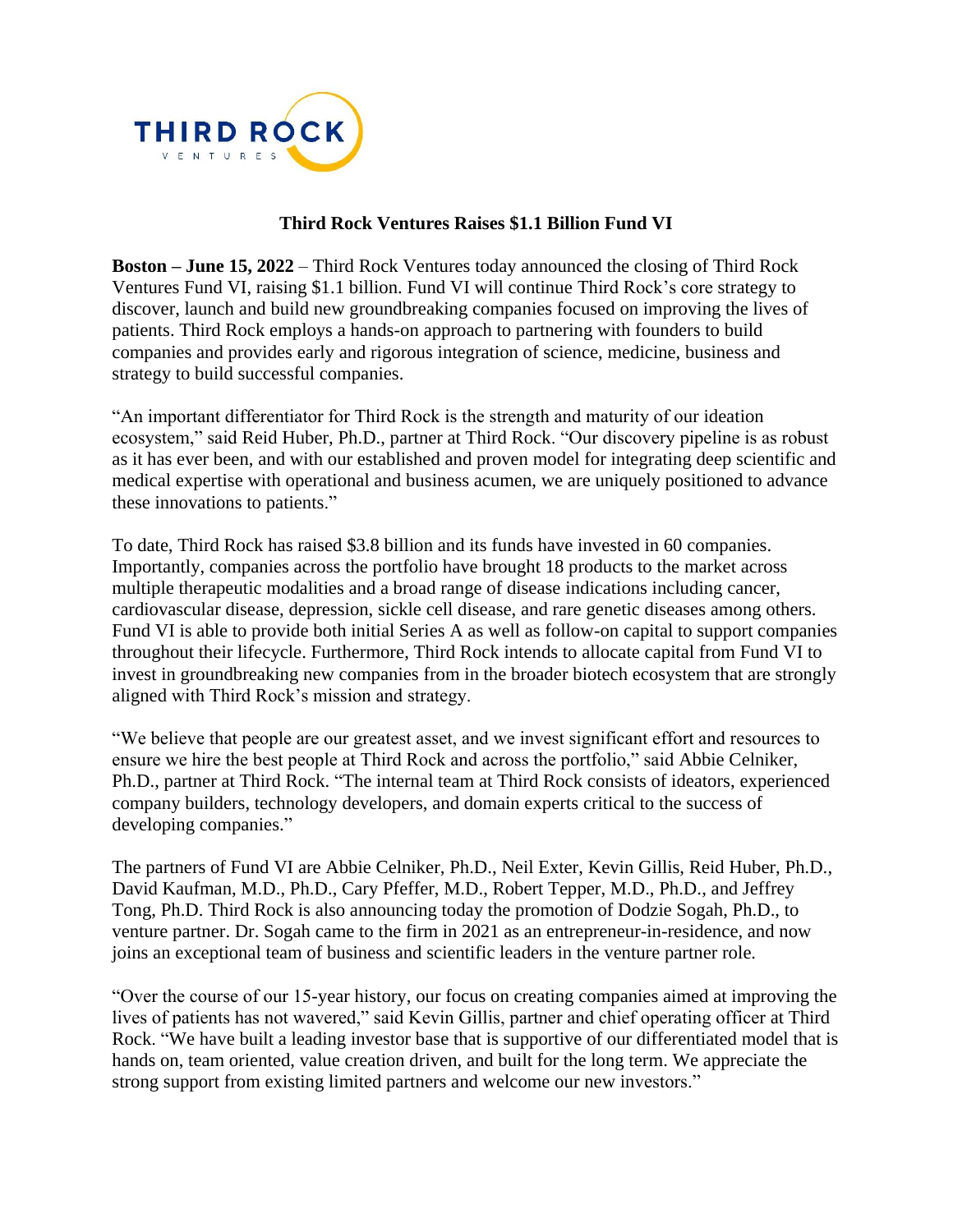# Third Rock Ventures Raises $1.1 Billion Fund VI

**Boston – June 15, 2022** – Third Rock Ventures today announced the closing of Third Rock Ventures Fund VI, raising $1.1 billion. Fund VI will continue Third Rock's core strategy to discover, launch and build new groundbreaking companies focused on improving the lives of patients. Third Rock employs a hands-on approach to partnering with founders to build companies and provides early and rigorous integration of science, medicine, business and strategy to build successful companies.

"An important differentiator for Third Rock is the strength and maturity of our ideation ecosystem," said Reid Huber, Ph.D., partner at Third Rock. "Our discovery pipeline is as robust as it has ever been, and with our established and proven model for integrating deep scientific and medical expertise with operational and business acumen, we are uniquely positioned to advance these innovations to patients."

To date, Third Rock has raised $3.8 billion and its funds have invested in 60 companies. Importantly, companies across the portfolio have brought 18 products to the market across multiple therapeutic modalities and a broad range of disease indications including cancer, cardiovascular disease, depression, sickle cell disease, and rare genetic diseases among others. Fund VI is able to provide both initial Series A as well as follow-on capital to support companies throughout their lifecycle. Furthermore, Third Rock intends to allocate capital from Fund VI to invest in groundbreaking new companies from in the broader biotech ecosystem that are strongly aligned with Third Rock's mission and strategy.

"We believe that people are our greatest asset, and we invest significant effort and resources to ensure we hire the best people at Third Rock and across the portfolio," said Abbie Celniker, Ph.D., partner at Third Rock. "The internal team at Third Rock consists of ideators, experienced company builders, technology developers, and domain experts critical to the success of developing companies."

The partners of Fund VI are Abbie Celniker, Ph.D., Neil Exter, Kevin Gillis, Reid Huber, Ph.D., David Kaufman, M.D., Ph.D., Cary Pfeffer, M.D., Robert Tepper, M.D., Ph.D., and Jeffrey Tong, Ph.D. Third Rock is also announcing today the promotion of Dodzie Sogah, Ph.D., to venture partner. Dr. Sogah came to the firm in 2021 as an entrepreneur-in-residence, and now joins an exceptional team of business and scientific leaders in the venture partner role.

"Over the course of our 15-year history, our focus on creating companies aimed at improving the lives of patients has not wavered," said Kevin Gillis, partner and chief operating officer at Third Rock. "We have built a leading investor base that is supportive of our differentiated model that is hands on, team oriented, value creation driven, and built for the long term. We appreciate the strong support from existing limited partners and welcome our new investors."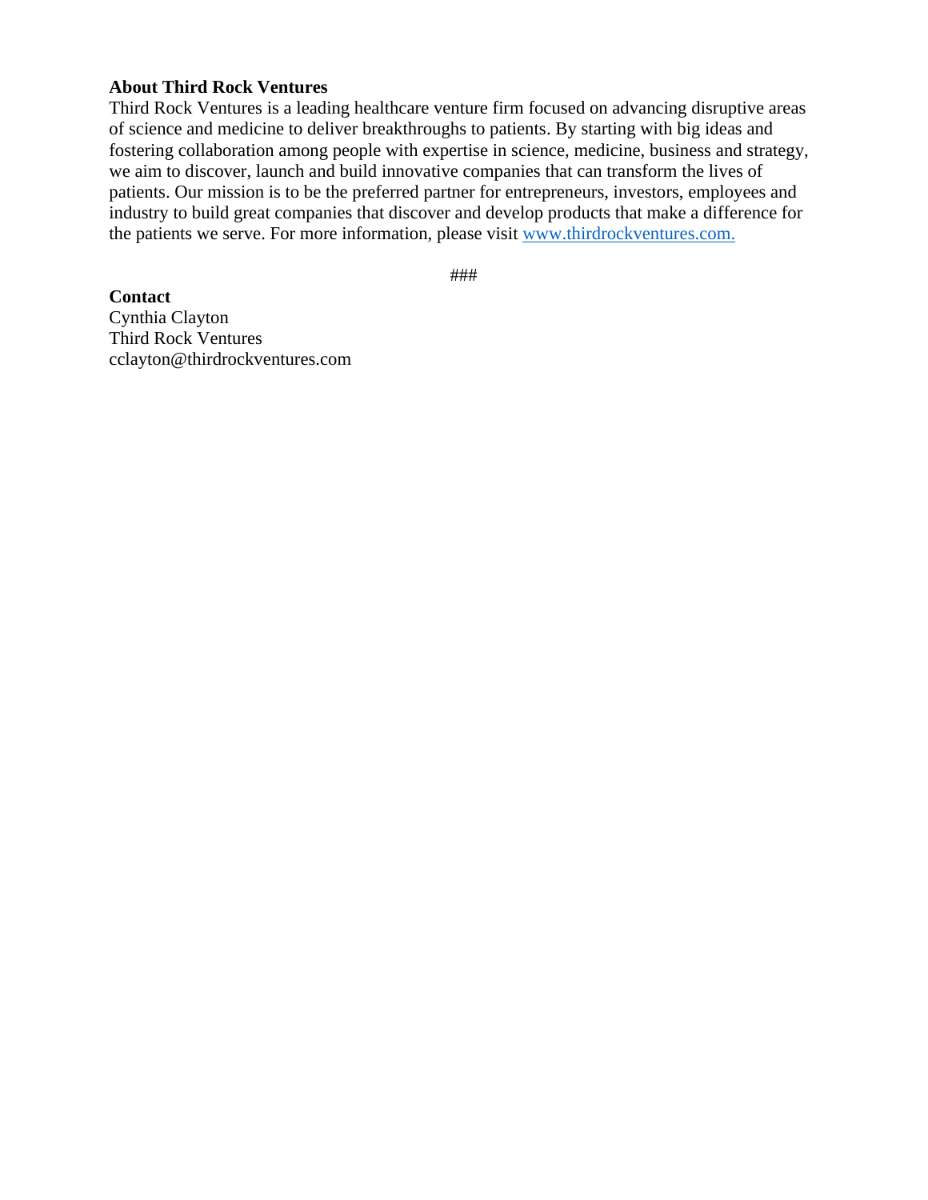**About Third Rock Ventures**

Third Rock Ventures is a leading healthcare venture firm focused on advancing disruptive areas of science and medicine to deliver breakthroughs to patients. By starting with big ideas and fostering collaboration among people with expertise in science, medicine, business and strategy, we aim to discover, launch and build innovative companies that can transform the lives of patients. Our mission is to be the preferred partner for entrepreneurs, investors, employees and industry to build great companies that discover and develop products that make a difference for the patients we serve. For more information, please visit www.thirdrockventures.com.

###

**Contact**

Cynthia Clayton
Third Rock Ventures
cclayton@thirdrockventures.com